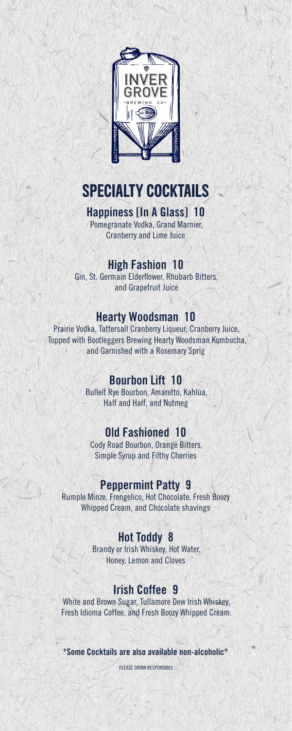# SPECIALTY COCKTAILS

## Happiness [In A Glass] 10

Pomegranate Vodka, Grand Marnier, Cranberry and Lime Juice

## High Fashion 10

Gin, St. Germain Elderflower, Rhubarb Bitters, and Grapefruit Juice

## Hearty Woodsman 10

Prairie Vodka, Tattersall Cranberry Liqueur, Cranberry Juice, Topped with Bootleggers Brewing Hearty Woodsman Kombucha, and Garnished with a Rosemary Sprig

## Bourbon Lift 10

Bulleit Rye Bourbon, Amaretto, Kahlúa, Half and Half, and Nutmeg

## Old Fashioned 10

Cody Road Bourbon, Orange Bitters, Simple Syrup and Filthy Cherries

## Peppermint Patty 9

Rumple Minze, Frengelico, Hot Chocolate, Fresh Boozy Whipped Cream, and Chocolate shavings

## Hot Toddy 8

Brandy or Irish Whiskey, Hot Water, Honey, Lemon and Cloves

## Irish Coffee 9

White and Brown Sugar, Tullamore Dew Irish Whiskey, Fresh Idioma Coffee, and Fresh Boozy Whipped Cream.

**\*Some Cocktails are also available non-alcoholic\***

PLEASE DRINK RESPONSIBLY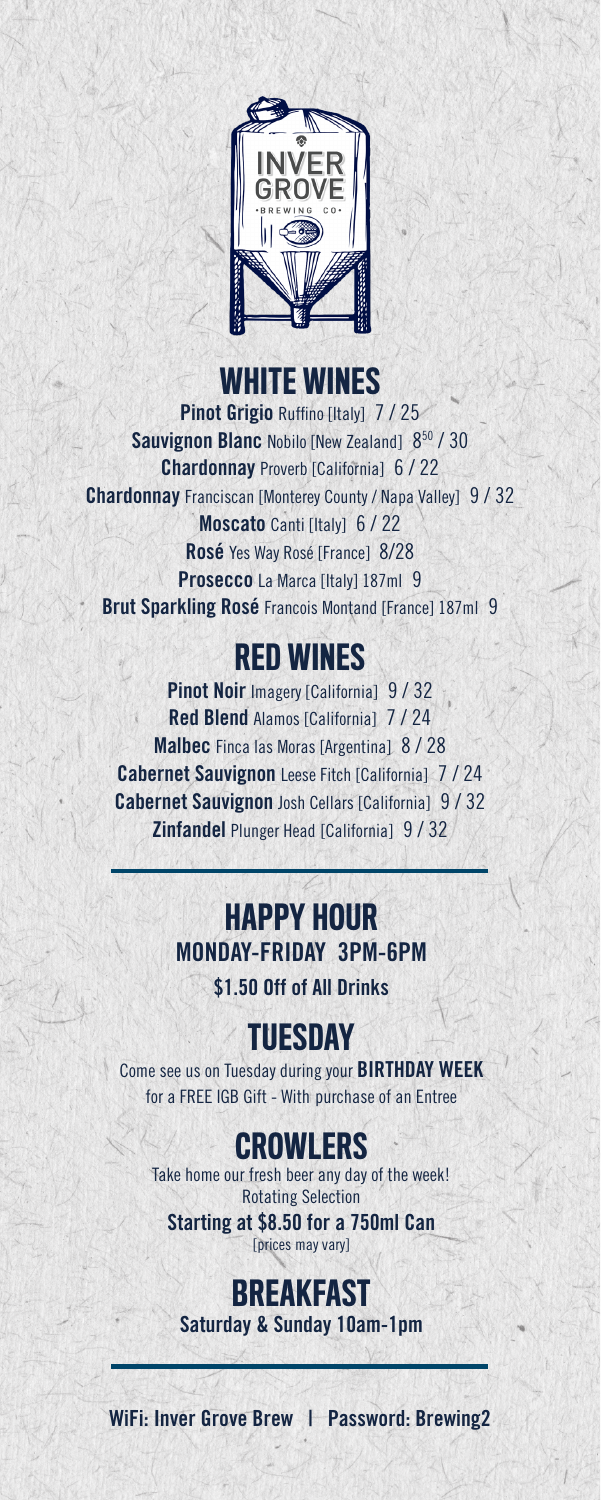## WHITE WINES

**Pinot Grigio** Ruffino [Italy] 7 / 25
**Sauvignon Blanc** Nobilo [New Zealand] 8.50 / 30
**Chardonnay** Proverb [California] 6 / 22
**Chardonnay** Franciscan [Monterey County / Napa Valley] 9 / 32
**Moscato** Canti [Italy] 6 / 22
**Rosé** Yes Way Rosé [France] 8/28
**Prosecco** La Marca [Italy] 187ml 9
**Brut Sparkling Rosé** Francois Montand [France] 187ml 9

## RED WINES

**Pinot Noir** Imagery [California] 9 / 32
**Red Blend** Alamos [California] 7 / 24
**Malbec** Finca las Moras [Argentina] 8 / 28
**Cabernet Sauvignon** Leese Fitch [California] 7 / 24
**Cabernet Sauvignon** Josh Cellars [California] 9 / 32
**Zinfandel** Plunger Head [California] 9 / 32

## HAPPY HOUR

**MONDAY-FRIDAY 3PM-6PM**

**$1.50 Off of All Drinks**

## TUESDAY

Come see us on Tuesday during your **BIRTHDAY WEEK** for a FREE IGB Gift - With purchase of an Entree

## CROWLERS

Take home our fresh beer any day of the week!
Rotating Selection
**Starting at $8.50 for a 750ml Can**
[prices may vary]

## BREAKFAST

**Saturday & Sunday 10am-1pm**

**WiFi: Inver Grove Brew | Password: Brewing2**